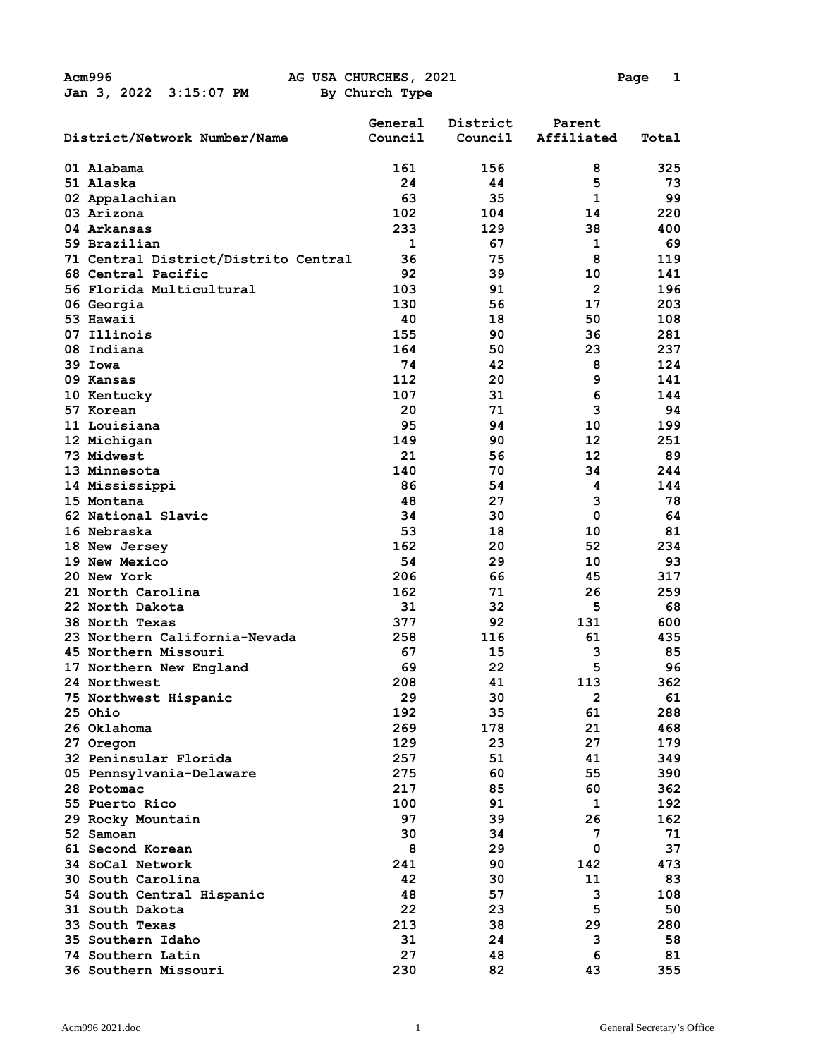Acm996 AG USA CHURCHES, 2021

Jan 3, 2022 3:15:07 PM By Church Type

| District/Network Number/Name | General Council | District Council | Parent Affiliated | Total |
|---|---|---|---|---|
| 01 Alabama | 161 | 156 | 8 | 325 |
| 51 Alaska | 24 | 44 | 5 | 73 |
| 02 Appalachian | 63 | 35 | 1 | 99 |
| 03 Arizona | 102 | 104 | 14 | 220 |
| 04 Arkansas | 233 | 129 | 38 | 400 |
| 59 Brazilian | 1 | 67 | 1 | 69 |
| 71 Central District/Distrito Central | 36 | 75 | 8 | 119 |
| 68 Central Pacific | 92 | 39 | 10 | 141 |
| 56 Florida Multicultural | 103 | 91 | 2 | 196 |
| 06 Georgia | 130 | 56 | 17 | 203 |
| 53 Hawaii | 40 | 18 | 50 | 108 |
| 07 Illinois | 155 | 90 | 36 | 281 |
| 08 Indiana | 164 | 50 | 23 | 237 |
| 39 Iowa | 74 | 42 | 8 | 124 |
| 09 Kansas | 112 | 20 | 9 | 141 |
| 10 Kentucky | 107 | 31 | 6 | 144 |
| 57 Korean | 20 | 71 | 3 | 94 |
| 11 Louisiana | 95 | 94 | 10 | 199 |
| 12 Michigan | 149 | 90 | 12 | 251 |
| 73 Midwest | 21 | 56 | 12 | 89 |
| 13 Minnesota | 140 | 70 | 34 | 244 |
| 14 Mississippi | 86 | 54 | 4 | 144 |
| 15 Montana | 48 | 27 | 3 | 78 |
| 62 National Slavic | 34 | 30 | 0 | 64 |
| 16 Nebraska | 53 | 18 | 10 | 81 |
| 18 New Jersey | 162 | 20 | 52 | 234 |
| 19 New Mexico | 54 | 29 | 10 | 93 |
| 20 New York | 206 | 66 | 45 | 317 |
| 21 North Carolina | 162 | 71 | 26 | 259 |
| 22 North Dakota | 31 | 32 | 5 | 68 |
| 38 North Texas | 377 | 92 | 131 | 600 |
| 23 Northern California-Nevada | 258 | 116 | 61 | 435 |
| 45 Northern Missouri | 67 | 15 | 3 | 85 |
| 17 Northern New England | 69 | 22 | 5 | 96 |
| 24 Northwest | 208 | 41 | 113 | 362 |
| 75 Northwest Hispanic | 29 | 30 | 2 | 61 |
| 25 Ohio | 192 | 35 | 61 | 288 |
| 26 Oklahoma | 269 | 178 | 21 | 468 |
| 27 Oregon | 129 | 23 | 27 | 179 |
| 32 Peninsular Florida | 257 | 51 | 41 | 349 |
| 05 Pennsylvania-Delaware | 275 | 60 | 55 | 390 |
| 28 Potomac | 217 | 85 | 60 | 362 |
| 55 Puerto Rico | 100 | 91 | 1 | 192 |
| 29 Rocky Mountain | 97 | 39 | 26 | 162 |
| 52 Samoan | 30 | 34 | 7 | 71 |
| 61 Second Korean | 8 | 29 | 0 | 37 |
| 34 SoCal Network | 241 | 90 | 142 | 473 |
| 30 South Carolina | 42 | 30 | 11 | 83 |
| 54 South Central Hispanic | 48 | 57 | 3 | 108 |
| 31 South Dakota | 22 | 23 | 5 | 50 |
| 33 South Texas | 213 | 38 | 29 | 280 |
| 35 Southern Idaho | 31 | 24 | 3 | 58 |
| 74 Southern Latin | 27 | 48 | 6 | 81 |
| 36 Southern Missouri | 230 | 82 | 43 | 355 |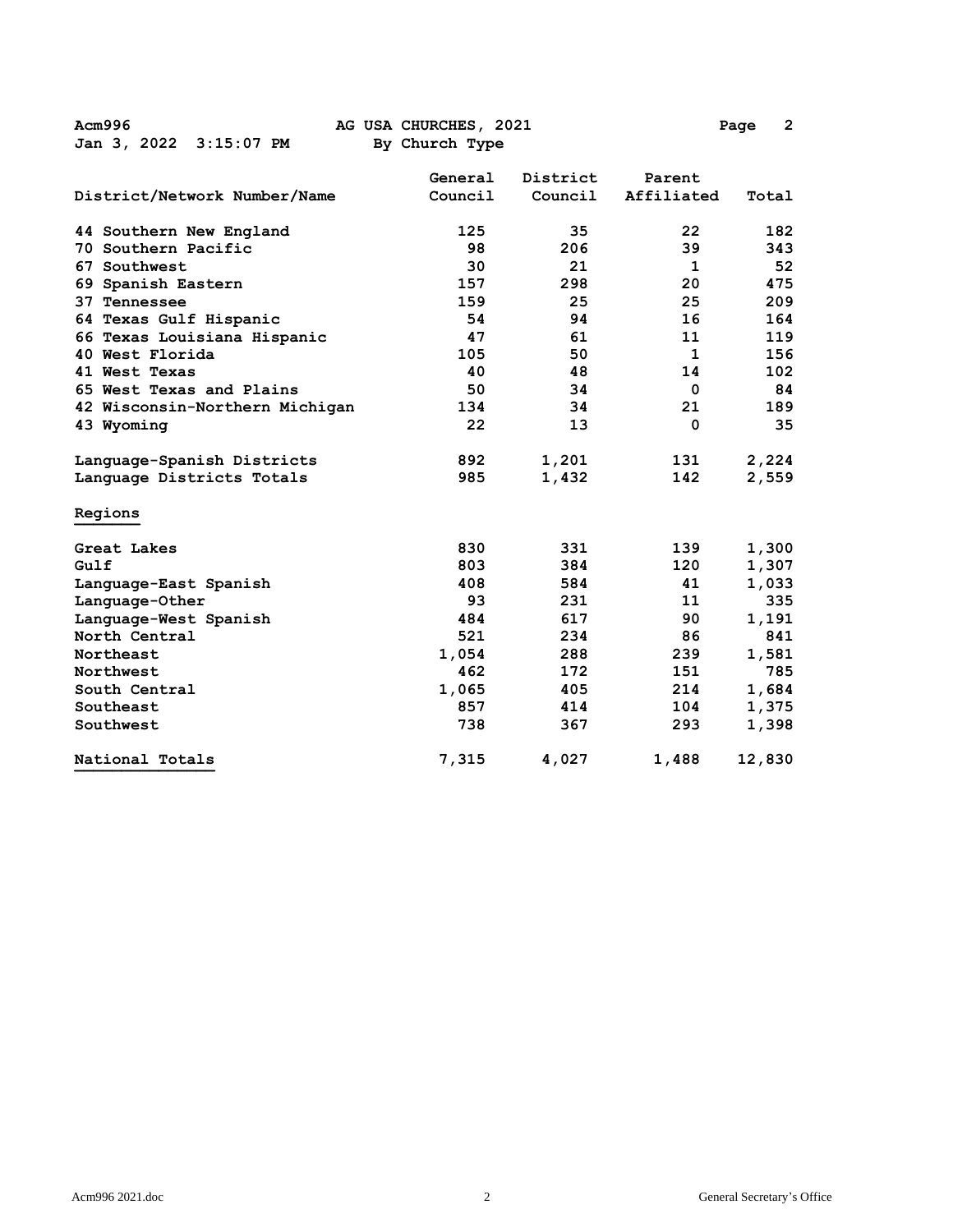AG USA CHURCHES, 2021

By Church Type

| District/Network Number/Name | General Council | District Council | Parent Affiliated | Total |
|---|---|---|---|---|
| 44 Southern New England | 125 | 35 | 22 | 182 |
| 70 Southern Pacific | 98 | 206 | 39 | 343 |
| 67 Southwest | 30 | 21 | 1 | 52 |
| 69 Spanish Eastern | 157 | 298 | 20 | 475 |
| 37 Tennessee | 159 | 25 | 25 | 209 |
| 64 Texas Gulf Hispanic | 54 | 94 | 16 | 164 |
| 66 Texas Louisiana Hispanic | 47 | 61 | 11 | 119 |
| 40 West Florida | 105 | 50 | 1 | 156 |
| 41 West Texas | 40 | 48 | 14 | 102 |
| 65 West Texas and Plains | 50 | 34 | 0 | 84 |
| 42 Wisconsin-Northern Michigan | 134 | 34 | 21 | 189 |
| 43 Wyoming | 22 | 13 | 0 | 35 |
| Language-Spanish Districts | 892 | 1,201 | 131 | 2,224 |
| Language Districts Totals | 985 | 1,432 | 142 | 2,559 |
| **Regions** | | | | |
| Great Lakes | 830 | 331 | 139 | 1,300 |
| Gulf | 803 | 384 | 120 | 1,307 |
| Language-East Spanish | 408 | 584 | 41 | 1,033 |
| Language-Other | 93 | 231 | 11 | 335 |
| Language-West Spanish | 484 | 617 | 90 | 1,191 |
| North Central | 521 | 234 | 86 | 841 |
| Northeast | 1,054 | 288 | 239 | 1,581 |
| Northwest | 462 | 172 | 151 | 785 |
| South Central | 1,065 | 405 | 214 | 1,684 |
| Southeast | 857 | 414 | 104 | 1,375 |
| Southwest | 738 | 367 | 293 | 1,398 |
| **National Totals** | 7,315 | 4,027 | 1,488 | 12,830 |